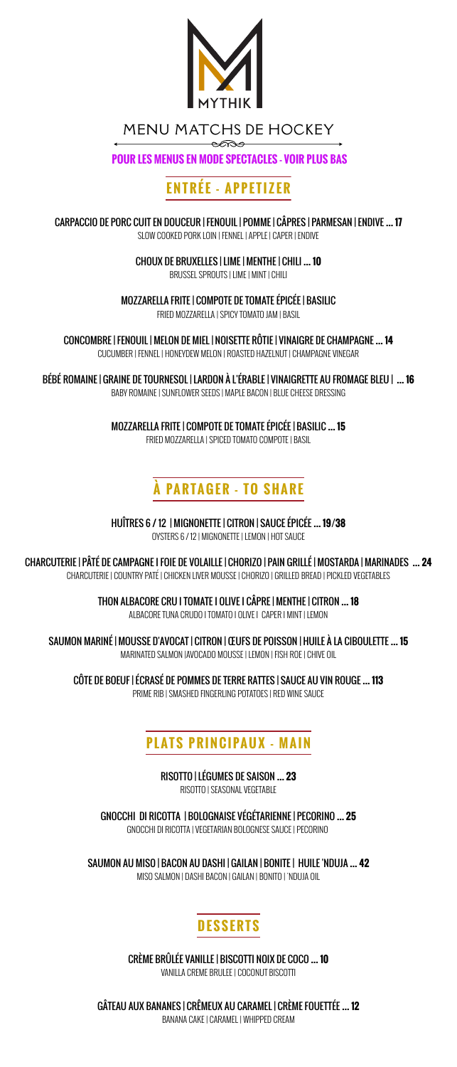MYTHIK

# MENU MATCHS DE HOCKEY

**POUR LES MENUS EN MODE SPECTACLES - VOIR PLUS BAS**

## ENTRÉE - APPETIZER

CARPACCIO DE PORC CUIT EN DOUCEUR | FENOUIL | POMME | CÂPRES | PARMESAN | ENDIVE ... **17**
SLOW COOKED PORK LOIN | FENNEL | APPLE | CAPER | ENDIVE

CHOUX DE BRUXELLES | LIME | MENTHE | CHILI ... **10**
BRUSSEL SPROUTS | LIME | MINT | CHILI

MOZZARELLA FRITE | COMPOTE DE TOMATE ÉPICÉE | BASILIC
FRIED MOZZARELLA | SPICY TOMATO JAM | BASIL

CONCOMBRE | FENOUIL | MELON DE MIEL | NOISETTE RÔTIE | VINAIGRE DE CHAMPAGNE ... **14**
CUCUMBER | FENNEL | HONEYDEW MELON | ROASTED HAZELNUT | CHAMPAGNE VINEGAR

BÉBÉ ROMAINE | GRAINE DE TOURNESOL | LARDON À L'ÉRABLE | VINAIGRETTE AU FROMAGE BLEU | ... **16**
BABY ROMAINE | SUNFLOWER SEEDS | MAPLE BACON | BLUE CHEESE DRESSING

MOZZARELLA FRITE | COMPOTE DE TOMATE ÉPICÉE | BASILIC ... **15**
FRIED MOZZARELLA | SPICED TOMATO COMPOTE | BASIL

## À PARTAGER - TO SHARE

HUÎTRES 6 / 12 | MIGNONETTE | CITRON | SAUCE ÉPICÉE ... **19/38**
OYSTERS 6 / 12 | MIGNONETTE | LEMON | HOT SAUCE

CHARCUTERIE | PÂTÉ DE CAMPAGNE I FOIE DE VOLAILLE | CHORIZO | PAIN GRILLÉ | MOSTARDA | MARINADES ... **24**
CHARCUTERIE | COUNTRY PATÉ | CHICKEN LIVER MOUSSE | CHORIZO | GRILLED BREAD | PICKLED VEGETABLES

THON ALBACORE CRU I TOMATE I OLIVE I CÂPRE | MENTHE | CITRON ... **18**
ALBACORE TUNA CRUDO I TOMATO I OLIVE I CAPER I MINT | LEMON

SAUMON MARINÉ | MOUSSE D'AVOCAT | CITRON | ŒUFS DE POISSON | HUILE À LA CIBOULETTE ... **15**
MARINATED SALMON |AVOCADO MOUSSE | LEMON | FISH ROE | CHIVE OIL

CÔTE DE BOEUF | ÉCRASÉ DE POMMES DE TERRE RATTES | SAUCE AU VIN ROUGE ... **113**
PRIME RIB | SMASHED FINGERLING POTATOES | RED WINE SAUCE

## PLATS PRINCIPAUX - MAIN

RISOTTO | LÉGUMES DE SAISON ... **23**
RISOTTO | SEASONAL VEGETABLE

GNOCCHI DI RICOTTA | BOLOGNAISE VÉGÉTARIENNE | PECORINO ... **25**
GNOCCHI DI RICOTTA | VEGETARIAN BOLOGNESE SAUCE | PECORINO

SAUMON AU MISO | BACON AU DASHI | GAILAN | BONITE | HUILE 'NDUJA ... **42**
MISO SALMON | DASHI BACON | GAILAN | BONITO | 'NDUJA OIL

## DESSERTS

CRÈME BRÛLÉE VANILLE | BISCOTTI NOIX DE COCO ... **10**
VANILLA CREME BRULEE | COCONUT BISCOTTI

GÂTEAU AUX BANANES | CRÊMEUX AU CARAMEL | CRÈME FOUETTÉE ... **12**
BANANA CAKE | CARAMEL | WHIPPED CREAM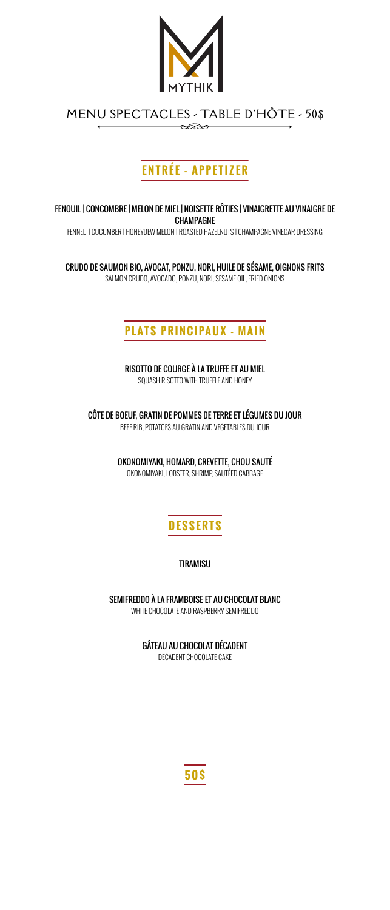MYTHIK

# MENU SPECTACLES - TABLE D'HÔTE - 50$

## ENTRÉE - APPETIZER

**FENOUIL | CONCOMBRE | MELON DE MIEL | NOISETTE RÔTIES | VINAIGRETTE AU VINAIGRE DE CHAMPAGNE**
FENNEL | CUCUMBER | HONEYDEW MELON | ROASTED HAZELNUTS | CHAMPAGNE VINEGAR DRESSING

**CRUDO DE SAUMON BIO, AVOCAT, PONZU, NORI, HUILE DE SÉSAME, OIGNONS FRITS**
SALMON CRUDO, AVOCADO, PONZU, NORI, SESAME OIL, FRIED ONIONS

## PLATS PRINCIPAUX - MAIN

**RISOTTO DE COURGE À LA TRUFFE ET AU MIEL**
SQUASH RISOTTO WITH TRUFFLE AND HONEY

**CÔTE DE BOEUF, GRATIN DE POMMES DE TERRE ET LÉGUMES DU JOUR**
BEEF RIB, POTATOES AU GRATIN AND VEGETABLES DU JOUR

**OKONOMIYAKI, HOMARD, CREVETTE, CHOU SAUTÉ**
OKONOMIYAKI, LOBSTER, SHRIMP, SAUTÉED CABBAGE

## DESSERTS

**TIRAMISU**

**SEMIFREDDO À LA FRAMBOISE ET AU CHOCOLAT BLANC**
WHITE CHOCOLATE AND RASPBERRY SEMIFREDDO

**GÂTEAU AU CHOCOLAT DÉCADENT**
DECADENT CHOCOLATE CAKE

**50$**